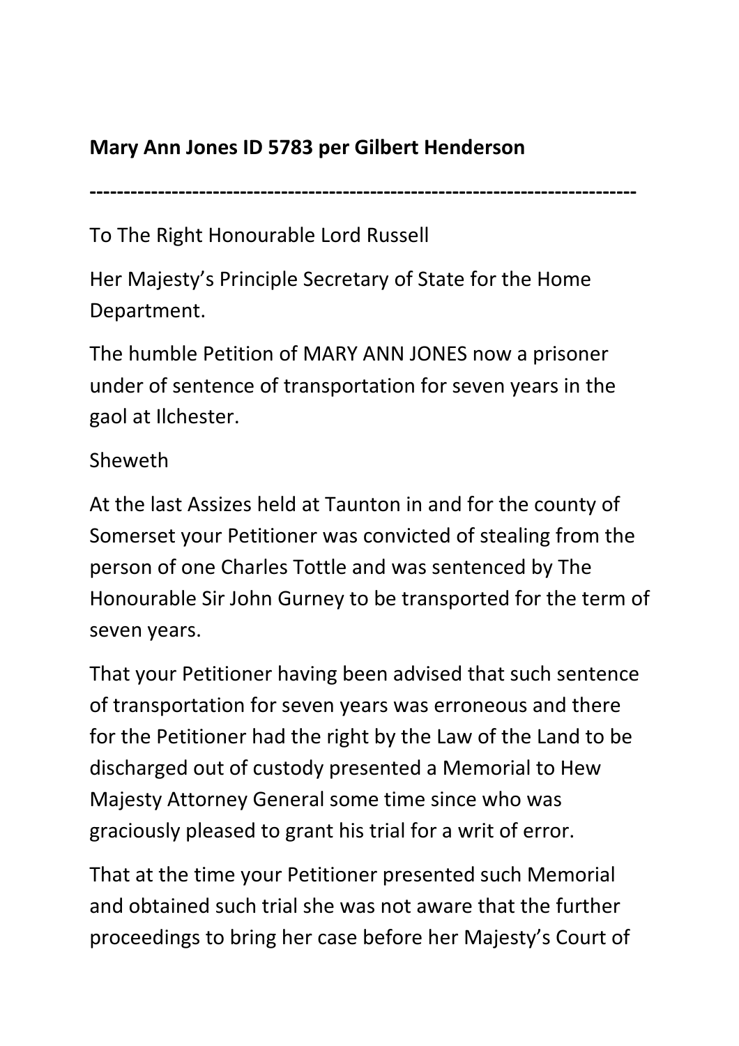**Mary Ann Jones ID 5783 per Gilbert Henderson**

-------------------------------------------------------------------------------

To The Right Honourable Lord Russell

Her Majesty's Principle Secretary of State for the Home Department.

The humble Petition of MARY ANN JONES now a prisoner under of sentence of transportation for seven years in the gaol at Ilchester.

Sheweth

At the last Assizes held at Taunton in and for the county of Somerset your Petitioner was convicted of stealing from the person of one Charles Tottle and was sentenced by The Honourable Sir John Gurney to be transported for the term of seven years.

That your Petitioner having been advised that such sentence of transportation for seven years was erroneous and there for the Petitioner had the right by the Law of the Land to be discharged out of custody presented a Memorial to Hew Majesty Attorney General some time since who was graciously pleased to grant his trial for a writ of error.

That at the time your Petitioner presented such Memorial and obtained such trial she was not aware that the further proceedings to bring her case before her Majesty's Court of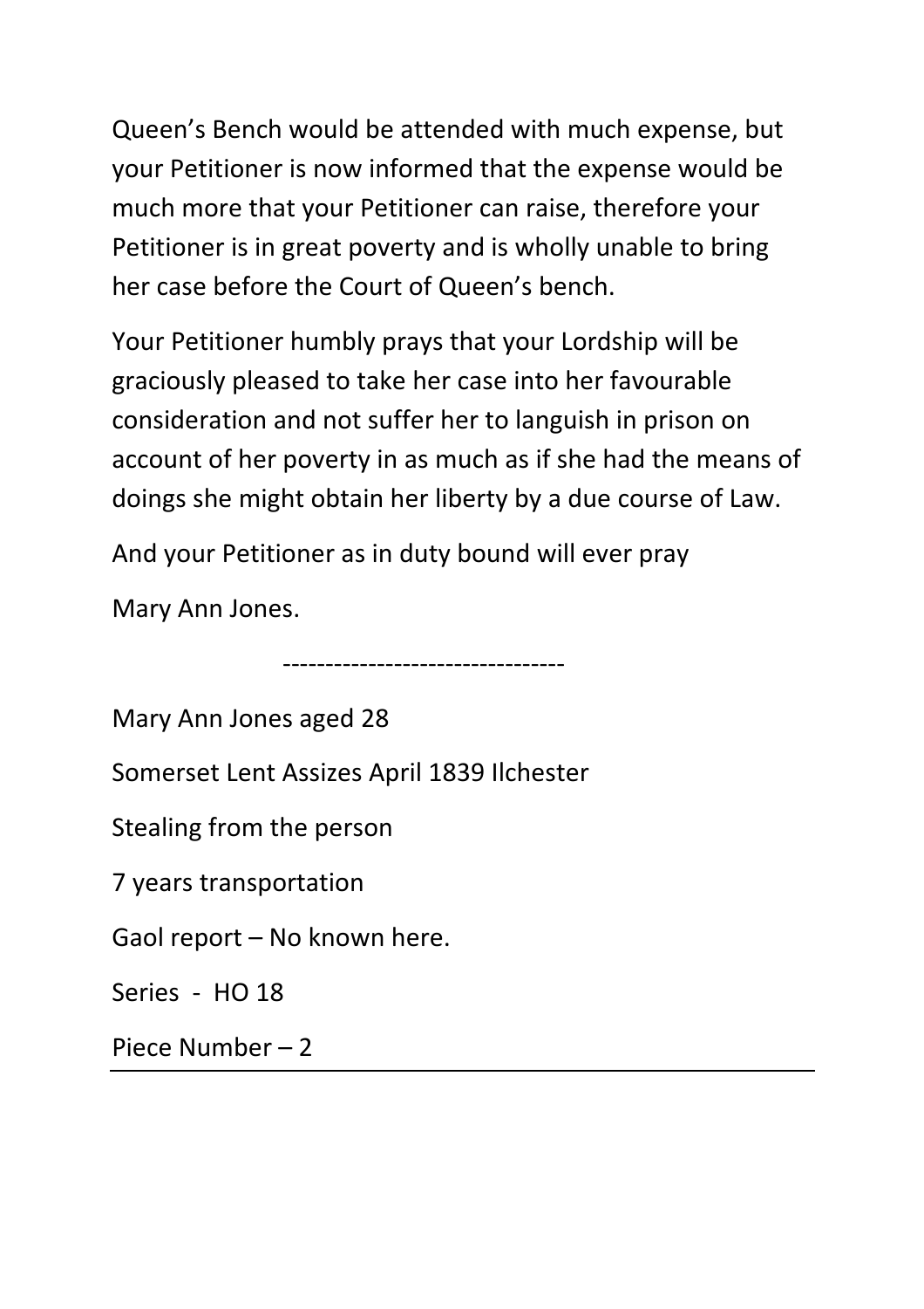Queen's Bench would be attended with much expense, but your Petitioner is now informed that the expense would be much more that your Petitioner can raise, therefore your Petitioner is in great poverty and is wholly unable to bring her case before the Court of Queen's bench.

Your Petitioner humbly prays that your Lordship will be graciously pleased to take her case into her favourable consideration and not suffer her to languish in prison on account of her poverty in as much as if she had the means of doings she might obtain her liberty by a due course of Law.

And your Petitioner as in duty bound will ever pray

Mary Ann Jones.

---------------------------------

Mary Ann Jones aged 28

Somerset Lent Assizes April 1839 Ilchester

Stealing from the person

7 years transportation

Gaol report – No known here.

Series - HO 18

Piece Number – 2

---